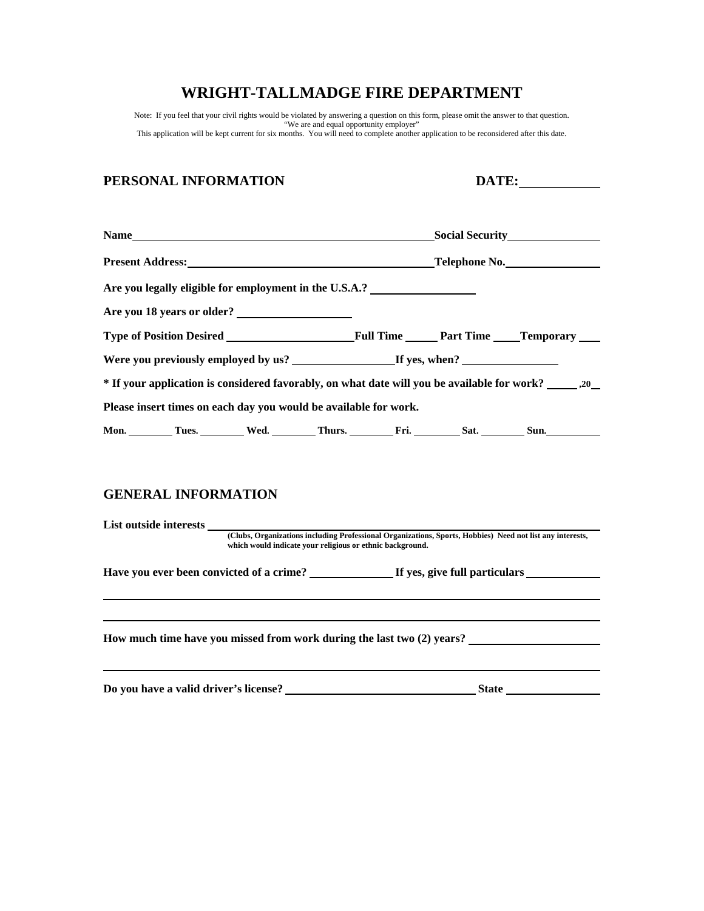# WRIGHT-TALLMADGE FIRE DEPARTMENT

Note: If you feel that your civil rights would be violated by answering a question on this form, please omit the answer to that question.
"We are and equal opportunity employer"
This application will be kept current for six months. You will need to complete another application to be reconsidered after this date.

## PERSONAL INFORMATION

**DATE:** ____________

**Name** ______________________________________________ **Social Security** ______________

**Present Address:** ____________________________________ **Telephone No.** ______________

**Are you legally eligible for employment in the U.S.A.?** ________________

**Are you 18 years or older?** __________________

**Type of Position Desired** ____________________ **Full Time** _____ **Part Time** ____ **Temporary** ___

**Were you previously employed by us?** ________________ **If yes, when?** _______________

**\* If your application is considered favorably, on what date will you be available for work?** _____ ,20__

**Please insert times on each day you would be available for work.**

**Mon.** ________ **Tues.** ________ **Wed.** ________ **Thurs.** ________ **Fri.** ________ **Sat.** ________ **Sun.** ________

## GENERAL INFORMATION

**List outside interests** ______________________________________________________________

**(Clubs, Organizations including Professional Organizations, Sports, Hobbies) Need not list any interests, which would indicate your religious or ethnic background.**

**Have you ever been convicted of a crime?** _____________ **If yes, give full particulars** ____________

_____________________________________________________________________________

_____________________________________________________________________________

**How much time have you missed from work during the last two (2) years?** _____________________

_____________________________________________________________________________

**Do you have a valid driver's license?** ______________________________ **State** ______________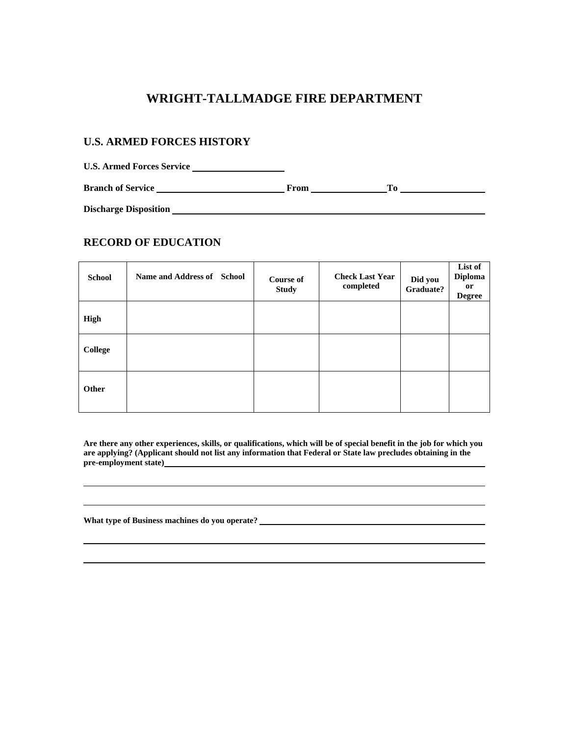# WRIGHT-TALLMADGE FIRE DEPARTMENT

## U.S. ARMED FORCES HISTORY

**U.S. Armed Forces Service** ____________________

**Branch of Service** ____________________________ **From** ________________ **To** __________________

**Discharge Disposition** ______________________________________________________________________

## RECORD OF EDUCATION

| School | Name and Address of School | Course of Study | Check Last Year completed | Did you Graduate? | List of Diploma or Degree |
|---|---|---|---|---|---|
| **High** | | | | | |
| **College** | | | | | |
| **Other** | | | | | |

**Are there any other experiences, skills, or qualifications, which will be of special benefit in the job for which you are applying? (Applicant should not list any information that Federal or State law precludes obtaining in the pre-employment state)** ______________________________________________________________________

______________________________________________________________________

______________________________________________________________________

**What type of Business machines do you operate?** ______________________________________________________________________

______________________________________________________________________

______________________________________________________________________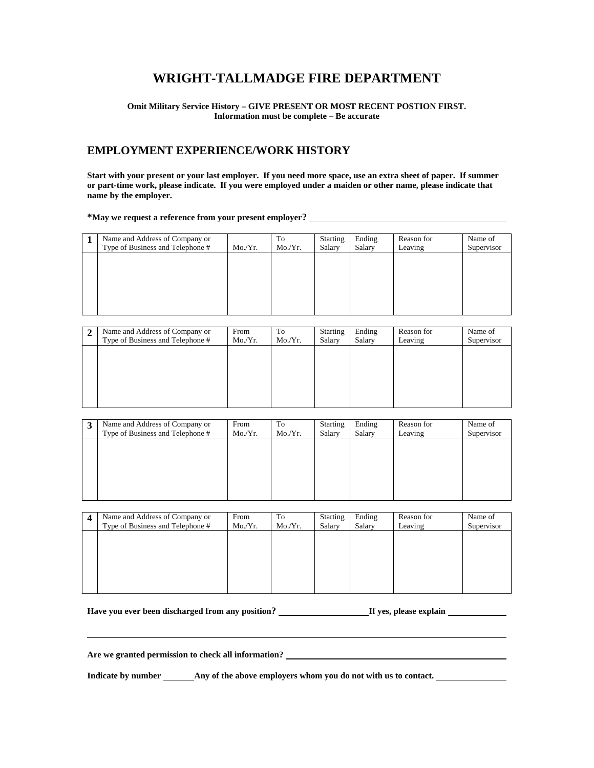# WRIGHT-TALLMADGE FIRE DEPARTMENT

**Omit Military Service History – GIVE PRESENT OR MOST RECENT POSTION FIRST.**
**Information must be complete – Be accurate**

## EMPLOYMENT EXPERIENCE/WORK HISTORY

**Start with your present or your last employer. If you need more space, use an extra sheet of paper. If summer or part-time work, please indicate. If you were employed under a maiden or other name, please indicate that name by the employer.**

***May we request a reference from your present employer?** ____________________

| 1 | Name and Address of Company or Type of Business and Telephone # | Mo./Yr. | To Mo./Yr. | Starting Salary | Ending Salary | Reason for Leaving | Name of Supervisor |
|---|---|---|---|---|---|---|---|
| | | | | | | | |

| 2 | Name and Address of Company or Type of Business and Telephone # | From Mo./Yr. | To Mo./Yr. | Starting Salary | Ending Salary | Reason for Leaving | Name of Supervisor |
|---|---|---|---|---|---|---|---|
| | | | | | | | |

| 3 | Name and Address of Company or Type of Business and Telephone # | From Mo./Yr. | To Mo./Yr. | Starting Salary | Ending Salary | Reason for Leaving | Name of Supervisor |
|---|---|---|---|---|---|---|---|
| | | | | | | | |

| 4 | Name and Address of Company or Type of Business and Telephone # | From Mo./Yr. | To Mo./Yr. | Starting Salary | Ending Salary | Reason for Leaving | Name of Supervisor |
|---|---|---|---|---|---|---|---|
| | | | | | | | |

**Have you ever been discharged from any position?** ____________________ **If yes, please explain** ____________

______________________________________________________________________

**Are we granted permission to check all information?** ____________________

**Indicate by number** _______ **Any of the above employers whom you do not with us to contact.** ____________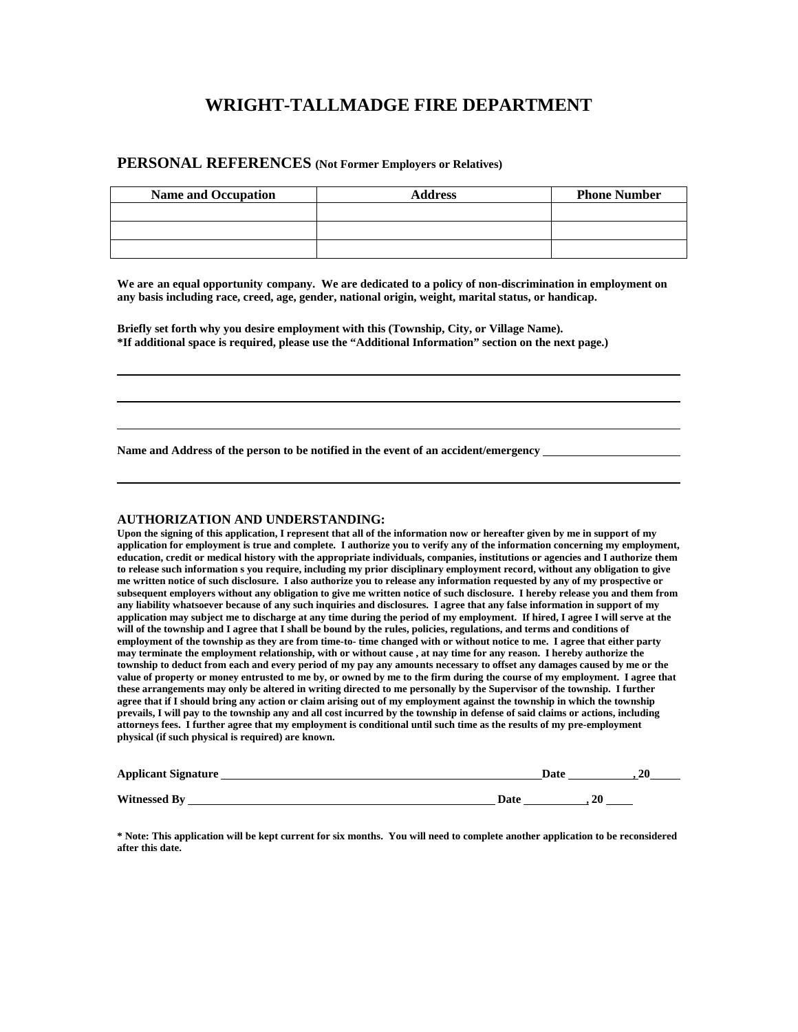# WRIGHT-TALLMADGE FIRE DEPARTMENT

## PERSONAL REFERENCES (Not Former Employers or Relatives)

| Name and Occupation | Address | Phone Number |
|---|---|---|
| | | |
| | | |
| | | |

**We are an equal opportunity company. We are dedicated to a policy of non-discrimination in employment on any basis including race, creed, age, gender, national origin, weight, marital status, or handicap.**

**Briefly set forth why you desire employment with this (Township, City, or Village Name).**
***If additional space is required, please use the "Additional Information" section on the next page.)**

______________________________________________________________________________

______________________________________________________________________________

______________________________________________________________________________

**Name and Address of the person to be notified in the event of an accident/emergency** ______________________

______________________________________________________________________________

### AUTHORIZATION AND UNDERSTANDING:

**Upon the signing of this application, I represent that all of the information now or hereafter given by me in support of my application for employment is true and complete. I authorize you to verify any of the information concerning my employment, education, credit or medical history with the appropriate individuals, companies, institutions or agencies and I authorize them to release such information s you require, including my prior disciplinary employment record, without any obligation to give me written notice of such disclosure. I also authorize you to release any information requested by any of my prospective or subsequent employers without any obligation to give me written notice of such disclosure. I hereby release you and them from any liability whatsoever because of any such inquiries and disclosures. I agree that any false information in support of my application may subject me to discharge at any time during the period of my employment. If hired, I agree I will serve at the will of the township and I agree that I shall be bound by the rules, policies, regulations, and terms and conditions of employment of the township as they are from time-to- time changed with or without notice to me. I agree that either party may terminate the employment relationship, with or without cause , at nay time for any reason. I hereby authorize the township to deduct from each and every period of my pay any amounts necessary to offset any damages caused by me or the value of property or money entrusted to me by, or owned by me to the firm during the course of my employment. I agree that these arrangements may only be altered in writing directed to me personally by the Supervisor of the township. I further agree that if I should bring any action or claim arising out of my employment against the township in which the township prevails, I will pay to the township any and all cost incurred by the township in defense of said claims or actions, including attorneys fees. I further agree that my employment is conditional until such time as the results of my pre-employment physical (if such physical is required) are known.**

**Applicant Signature** ______________________________ **Date** __________ **, 20** _____

**Witnessed By** ______________________________ **Date** __________ **, 20** _____

*** Note: This application will be kept current for six months. You will need to complete another application to be reconsidered after this date.**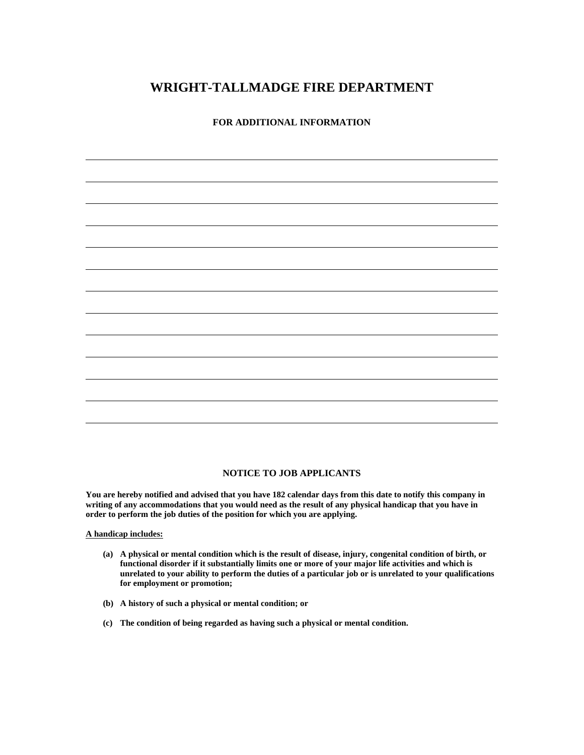# WRIGHT-TALLMADGE FIRE DEPARTMENT

**FOR ADDITIONAL INFORMATION**

\_\_\_\_\_\_\_\_\_\_\_\_\_\_\_\_\_\_\_\_\_\_\_\_\_\_\_\_\_\_\_\_\_\_\_\_\_\_\_\_\_\_\_\_\_\_\_\_\_\_\_\_\_\_\_\_\_\_\_\_\_\_\_\_\_\_\_\_\_\_\_\_\_\_\_\_\_\_

\_\_\_\_\_\_\_\_\_\_\_\_\_\_\_\_\_\_\_\_\_\_\_\_\_\_\_\_\_\_\_\_\_\_\_\_\_\_\_\_\_\_\_\_\_\_\_\_\_\_\_\_\_\_\_\_\_\_\_\_\_\_\_\_\_\_\_\_\_\_\_\_\_\_\_\_\_\_

\_\_\_\_\_\_\_\_\_\_\_\_\_\_\_\_\_\_\_\_\_\_\_\_\_\_\_\_\_\_\_\_\_\_\_\_\_\_\_\_\_\_\_\_\_\_\_\_\_\_\_\_\_\_\_\_\_\_\_\_\_\_\_\_\_\_\_\_\_\_\_\_\_\_\_\_\_\_

\_\_\_\_\_\_\_\_\_\_\_\_\_\_\_\_\_\_\_\_\_\_\_\_\_\_\_\_\_\_\_\_\_\_\_\_\_\_\_\_\_\_\_\_\_\_\_\_\_\_\_\_\_\_\_\_\_\_\_\_\_\_\_\_\_\_\_\_\_\_\_\_\_\_\_\_\_\_

\_\_\_\_\_\_\_\_\_\_\_\_\_\_\_\_\_\_\_\_\_\_\_\_\_\_\_\_\_\_\_\_\_\_\_\_\_\_\_\_\_\_\_\_\_\_\_\_\_\_\_\_\_\_\_\_\_\_\_\_\_\_\_\_\_\_\_\_\_\_\_\_\_\_\_\_\_\_

\_\_\_\_\_\_\_\_\_\_\_\_\_\_\_\_\_\_\_\_\_\_\_\_\_\_\_\_\_\_\_\_\_\_\_\_\_\_\_\_\_\_\_\_\_\_\_\_\_\_\_\_\_\_\_\_\_\_\_\_\_\_\_\_\_\_\_\_\_\_\_\_\_\_\_\_\_\_

\_\_\_\_\_\_\_\_\_\_\_\_\_\_\_\_\_\_\_\_\_\_\_\_\_\_\_\_\_\_\_\_\_\_\_\_\_\_\_\_\_\_\_\_\_\_\_\_\_\_\_\_\_\_\_\_\_\_\_\_\_\_\_\_\_\_\_\_\_\_\_\_\_\_\_\_\_\_

\_\_\_\_\_\_\_\_\_\_\_\_\_\_\_\_\_\_\_\_\_\_\_\_\_\_\_\_\_\_\_\_\_\_\_\_\_\_\_\_\_\_\_\_\_\_\_\_\_\_\_\_\_\_\_\_\_\_\_\_\_\_\_\_\_\_\_\_\_\_\_\_\_\_\_\_\_\_

\_\_\_\_\_\_\_\_\_\_\_\_\_\_\_\_\_\_\_\_\_\_\_\_\_\_\_\_\_\_\_\_\_\_\_\_\_\_\_\_\_\_\_\_\_\_\_\_\_\_\_\_\_\_\_\_\_\_\_\_\_\_\_\_\_\_\_\_\_\_\_\_\_\_\_\_\_\_

\_\_\_\_\_\_\_\_\_\_\_\_\_\_\_\_\_\_\_\_\_\_\_\_\_\_\_\_\_\_\_\_\_\_\_\_\_\_\_\_\_\_\_\_\_\_\_\_\_\_\_\_\_\_\_\_\_\_\_\_\_\_\_\_\_\_\_\_\_\_\_\_\_\_\_\_\_\_

\_\_\_\_\_\_\_\_\_\_\_\_\_\_\_\_\_\_\_\_\_\_\_\_\_\_\_\_\_\_\_\_\_\_\_\_\_\_\_\_\_\_\_\_\_\_\_\_\_\_\_\_\_\_\_\_\_\_\_\_\_\_\_\_\_\_\_\_\_\_\_\_\_\_\_\_\_\_

\_\_\_\_\_\_\_\_\_\_\_\_\_\_\_\_\_\_\_\_\_\_\_\_\_\_\_\_\_\_\_\_\_\_\_\_\_\_\_\_\_\_\_\_\_\_\_\_\_\_\_\_\_\_\_\_\_\_\_\_\_\_\_\_\_\_\_\_\_\_\_\_\_\_\_\_\_\_

\_\_\_\_\_\_\_\_\_\_\_\_\_\_\_\_\_\_\_\_\_\_\_\_\_\_\_\_\_\_\_\_\_\_\_\_\_\_\_\_\_\_\_\_\_\_\_\_\_\_\_\_\_\_\_\_\_\_\_\_\_\_\_\_\_\_\_\_\_\_\_\_\_\_\_\_\_\_

**NOTICE TO JOB APPLICANTS**

**You are hereby notified and advised that you have 182 calendar days from this date to notify this company in writing of any accommodations that you would need as the result of any physical handicap that you have in order to perform the job duties of the position for which you are applying.**

**A handicap includes:**

- **(a) A physical or mental condition which is the result of disease, injury, congenital condition of birth, or functional disorder if it substantially limits one or more of your major life activities and which is unrelated to your ability to perform the duties of a particular job or is unrelated to your qualifications for employment or promotion;**
- **(b) A history of such a physical or mental condition; or**
- **(c) The condition of being regarded as having such a physical or mental condition.**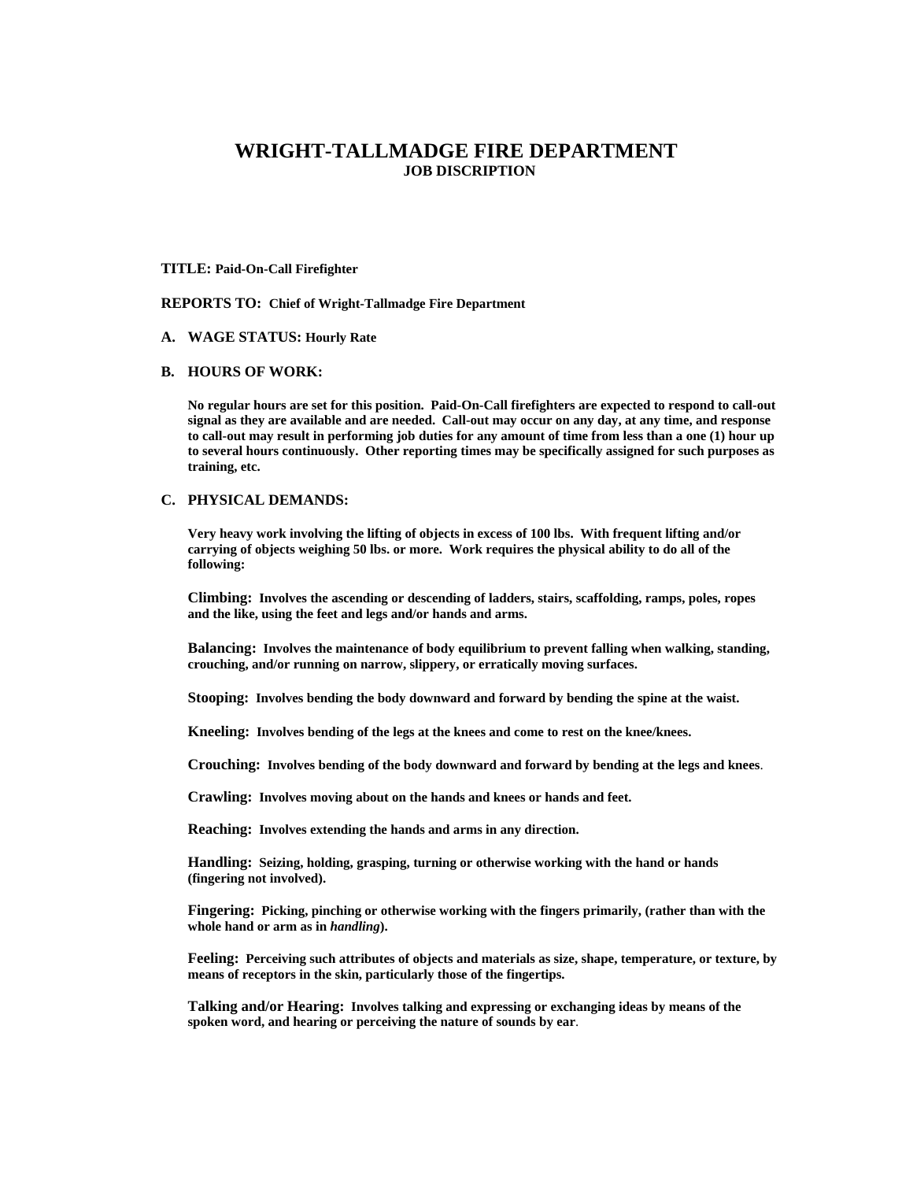# WRIGHT-TALLMADGE FIRE DEPARTMENT

## JOB DISCRIPTION

**TITLE: Paid-On-Call Firefighter**

**REPORTS TO: Chief of Wright-Tallmadge Fire Department**

**A. WAGE STATUS: Hourly Rate**

**B. HOURS OF WORK:**

**No regular hours are set for this position. Paid-On-Call firefighters are expected to respond to call-out signal as they are available and are needed. Call-out may occur on any day, at any time, and response to call-out may result in performing job duties for any amount of time from less than a one (1) hour up to several hours continuously. Other reporting times may be specifically assigned for such purposes as training, etc.**

**C. PHYSICAL DEMANDS:**

**Very heavy work involving the lifting of objects in excess of 100 lbs. With frequent lifting and/or carrying of objects weighing 50 lbs. or more. Work requires the physical ability to do all of the following:**

**Climbing: Involves the ascending or descending of ladders, stairs, scaffolding, ramps, poles, ropes and the like, using the feet and legs and/or hands and arms.**

**Balancing: Involves the maintenance of body equilibrium to prevent falling when walking, standing, crouching, and/or running on narrow, slippery, or erratically moving surfaces.**

**Stooping: Involves bending the body downward and forward by bending the spine at the waist.**

**Kneeling: Involves bending of the legs at the knees and come to rest on the knee/knees.**

**Crouching: Involves bending of the body downward and forward by bending at the legs and knees.**

**Crawling: Involves moving about on the hands and knees or hands and feet.**

**Reaching: Involves extending the hands and arms in any direction.**

**Handling: Seizing, holding, grasping, turning or otherwise working with the hand or hands (fingering not involved).**

**Fingering: Picking, pinching or otherwise working with the fingers primarily, (rather than with the whole hand or arm as in *handling*).**

**Feeling: Perceiving such attributes of objects and materials as size, shape, temperature, or texture, by means of receptors in the skin, particularly those of the fingertips.**

**Talking and/or Hearing: Involves talking and expressing or exchanging ideas by means of the spoken word, and hearing or perceiving the nature of sounds by ear.**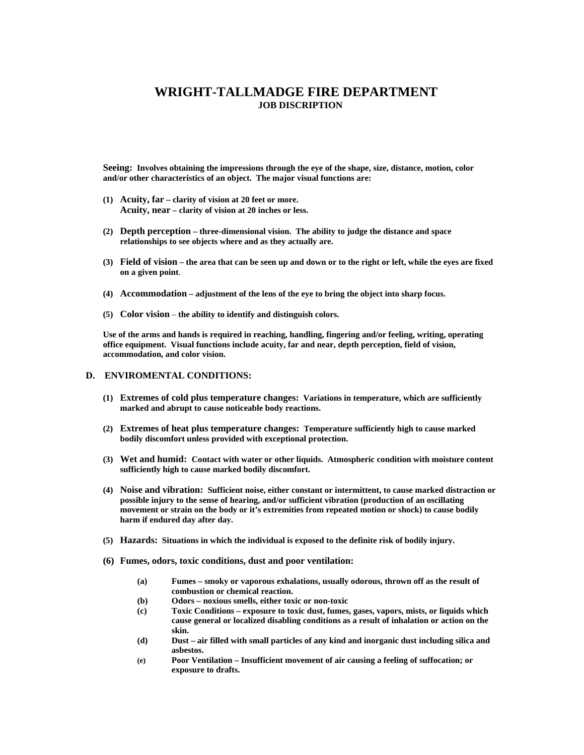# WRIGHT-TALLMADGE FIRE DEPARTMENT
## JOB DISCRIPTION

**Seeing:** **Involves obtaining the impressions through the eye of the shape, size, distance, motion, color and/or other characteristics of an object. The major visual functions are:**

**(1)** **Acuity, far** **– clarity of vision at 20 feet or more.**
**Acuity, near** **– clarity of vision at 20 inches or less.**

**(2)** **Depth perception** **– three-dimensional vision. The ability to judge the distance and space relationships to see objects where and as they actually are.**

**(3)** **Field of vision** **– the area that can be seen up and down or to the right or left, while the eyes are fixed on a given point**.

**(4)** **Accommodation** **– adjustment of the lens of the eye to bring the object into sharp focus.**

**(5)** **Color vision** – **the ability to identify and distinguish colors.**

**Use of the arms and hands is required in reaching, handling, fingering and/or feeling, writing, operating office equipment. Visual functions include acuity, far and near, depth perception, field of vision, accommodation, and color vision.**

**D. ENVIROMENTAL CONDITIONS:**

**(1)** **Extremes of cold plus temperature changes:** **Variations in temperature, which are sufficiently marked and abrupt to cause noticeable body reactions.**

**(2)** **Extremes of heat plus temperature changes:** **Temperature sufficiently high to cause marked bodily discomfort unless provided with exceptional protection.**

**(3)** **Wet and humid:** **Contact with water or other liquids. Atmospheric condition with moisture content sufficiently high to cause marked bodily discomfort.**

**(4)** **Noise and vibration:** **Sufficient noise, either constant or intermittent, to cause marked distraction or possible injury to the sense of hearing, and/or sufficient vibration (production of an oscillating movement or strain on the body or it's extremities from repeated motion or shock) to cause bodily harm if endured day after day.**

**(5)** **Hazards:** **Situations in which the individual is exposed to the definite risk of bodily injury.**

**(6) Fumes, odors, toxic conditions, dust and poor ventilation:**

- **(a)** **Fumes – smoky or vaporous exhalations, usually odorous, thrown off as the result of combustion or chemical reaction.**
- **(b)** **Odors – noxious smells, either toxic or non-toxic**
- **(c)** **Toxic Conditions – exposure to toxic dust, fumes, gases, vapors, mists, or liquids which cause general or localized disabling conditions as a result of inhalation or action on the skin.**
- **(d)** **Dust – air filled with small particles of any kind and inorganic dust including silica and asbestos.**
- **(e)** **Poor Ventilation – Insufficient movement of air causing a feeling of suffocation; or exposure to drafts.**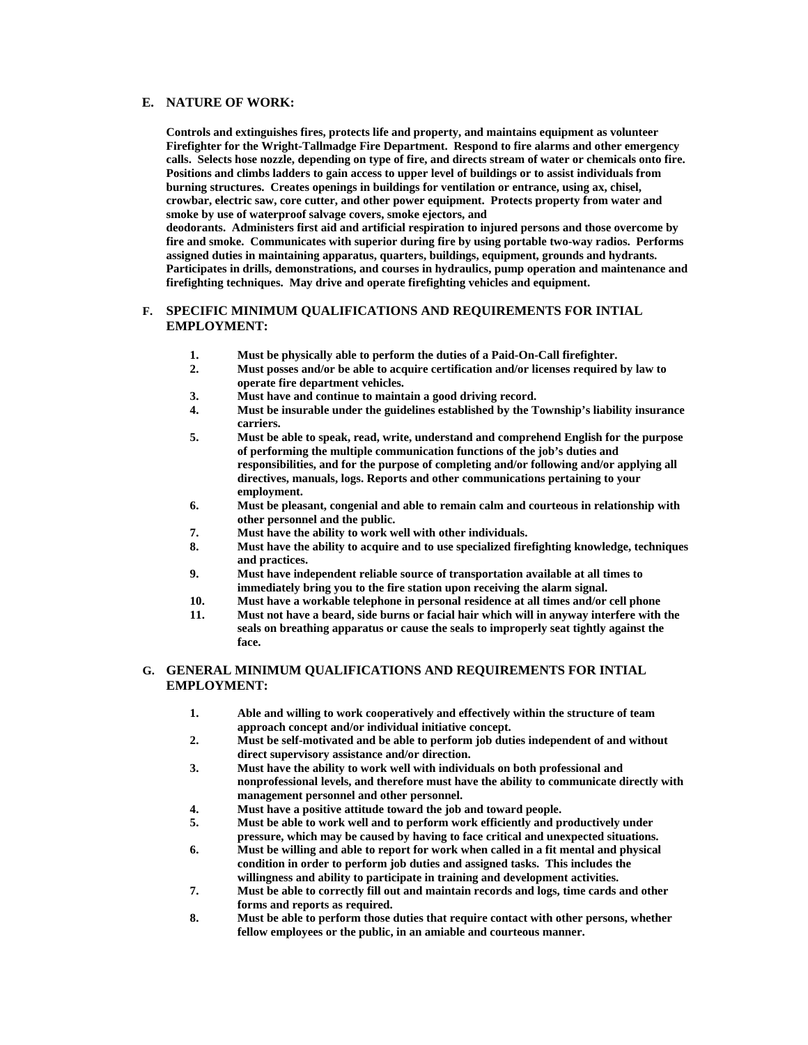## E. NATURE OF WORK:

**Controls and extinguishes fires, protects life and property, and maintains equipment as volunteer Firefighter for the Wright-Tallmadge Fire Department. Respond to fire alarms and other emergency calls. Selects hose nozzle, depending on type of fire, and directs stream of water or chemicals onto fire. Positions and climbs ladders to gain access to upper level of buildings or to assist individuals from burning structures. Creates openings in buildings for ventilation or entrance, using ax, chisel, crowbar, electric saw, core cutter, and other power equipment. Protects property from water and smoke by use of waterproof salvage covers, smoke ejectors, and deodorants. Administers first aid and artificial respiration to injured persons and those overcome by fire and smoke. Communicates with superior during fire by using portable two-way radios. Performs assigned duties in maintaining apparatus, quarters, buildings, equipment, grounds and hydrants. Participates in drills, demonstrations, and courses in hydraulics, pump operation and maintenance and firefighting techniques. May drive and operate firefighting vehicles and equipment.**

## F. SPECIFIC MINIMUM QUALIFICATIONS AND REQUIREMENTS FOR INTIAL EMPLOYMENT:

1. **Must be physically able to perform the duties of a Paid-On-Call firefighter.**
2. **Must posses and/or be able to acquire certification and/or licenses required by law to operate fire department vehicles.**
3. **Must have and continue to maintain a good driving record.**
4. **Must be insurable under the guidelines established by the Township's liability insurance carriers.**
5. **Must be able to speak, read, write, understand and comprehend English for the purpose of performing the multiple communication functions of the job's duties and responsibilities, and for the purpose of completing and/or following and/or applying all directives, manuals, logs. Reports and other communications pertaining to your employment.**
6. **Must be pleasant, congenial and able to remain calm and courteous in relationship with other personnel and the public.**
7. **Must have the ability to work well with other individuals.**
8. **Must have the ability to acquire and to use specialized firefighting knowledge, techniques and practices.**
9. **Must have independent reliable source of transportation available at all times to immediately bring you to the fire station upon receiving the alarm signal.**
10. **Must have a workable telephone in personal residence at all times and/or cell phone**
11. **Must not have a beard, side burns or facial hair which will in anyway interfere with the seals on breathing apparatus or cause the seals to improperly seat tightly against the face.**

## G. GENERAL MINIMUM QUALIFICATIONS AND REQUIREMENTS FOR INTIAL EMPLOYMENT:

1. **Able and willing to work cooperatively and effectively within the structure of team approach concept and/or individual initiative concept.**
2. **Must be self-motivated and be able to perform job duties independent of and without direct supervisory assistance and/or direction.**
3. **Must have the ability to work well with individuals on both professional and nonprofessional levels, and therefore must have the ability to communicate directly with management personnel and other personnel.**
4. **Must have a positive attitude toward the job and toward people.**
5. **Must be able to work well and to perform work efficiently and productively under pressure, which may be caused by having to face critical and unexpected situations.**
6. **Must be willing and able to report for work when called in a fit mental and physical condition in order to perform job duties and assigned tasks. This includes the willingness and ability to participate in training and development activities.**
7. **Must be able to correctly fill out and maintain records and logs, time cards and other forms and reports as required.**
8. **Must be able to perform those duties that require contact with other persons, whether fellow employees or the public, in an amiable and courteous manner.**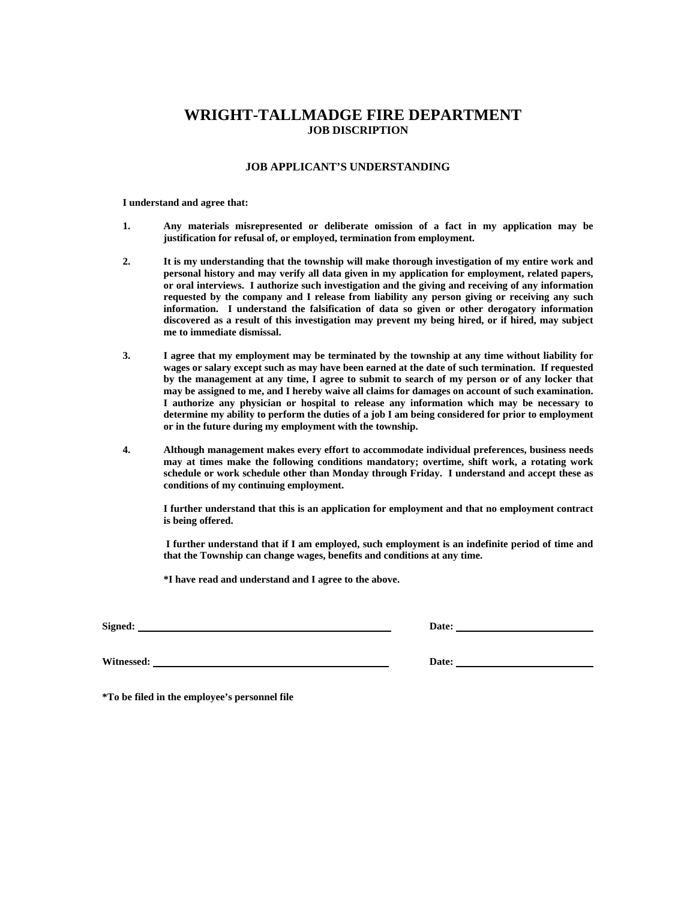# WRIGHT-TALLMADGE FIRE DEPARTMENT

**JOB DISCRIPTION**

## JOB APPLICANT'S UNDERSTANDING

**I understand and agree that:**

1. **Any materials misrepresented or deliberate omission of a fact in my application may be justification for refusal of, or employed, termination from employment.**

2. **It is my understanding that the township will make thorough investigation of my entire work and personal history and may verify all data given in my application for employment, related papers, or oral interviews. I authorize such investigation and the giving and receiving of any information requested by the company and I release from liability any person giving or receiving any such information. I understand the falsification of data so given or other derogatory information discovered as a result of this investigation may prevent my being hired, or if hired, may subject me to immediate dismissal.**

3. **I agree that my employment may be terminated by the township at any time without liability for wages or salary except such as may have been earned at the date of such termination. If requested by the management at any time, I agree to submit to search of my person or of any locker that may be assigned to me, and I hereby waive all claims for damages on account of such examination. I authorize any physician or hospital to release any information which may be necessary to determine my ability to perform the duties of a job I am being considered for prior to employment or in the future during my employment with the township.**

4. **Although management makes every effort to accommodate individual preferences, business needs may at times make the following conditions mandatory; overtime, shift work, a rotating work schedule or work schedule other than Monday through Friday. I understand and accept these as conditions of my continuing employment.**

   **I further understand that this is an application for employment and that no employment contract is being offered.**

   **I further understand that if I am employed, such employment is an indefinite period of time and that the Township can change wages, benefits and conditions at any time.**

   ***I have read and understand and I agree to the above.**

**Signed:** ______________________________ **Date:** ____________________

**Witnessed:** ____________________________ **Date:** ____________________

***To be filed in the employee's personnel file**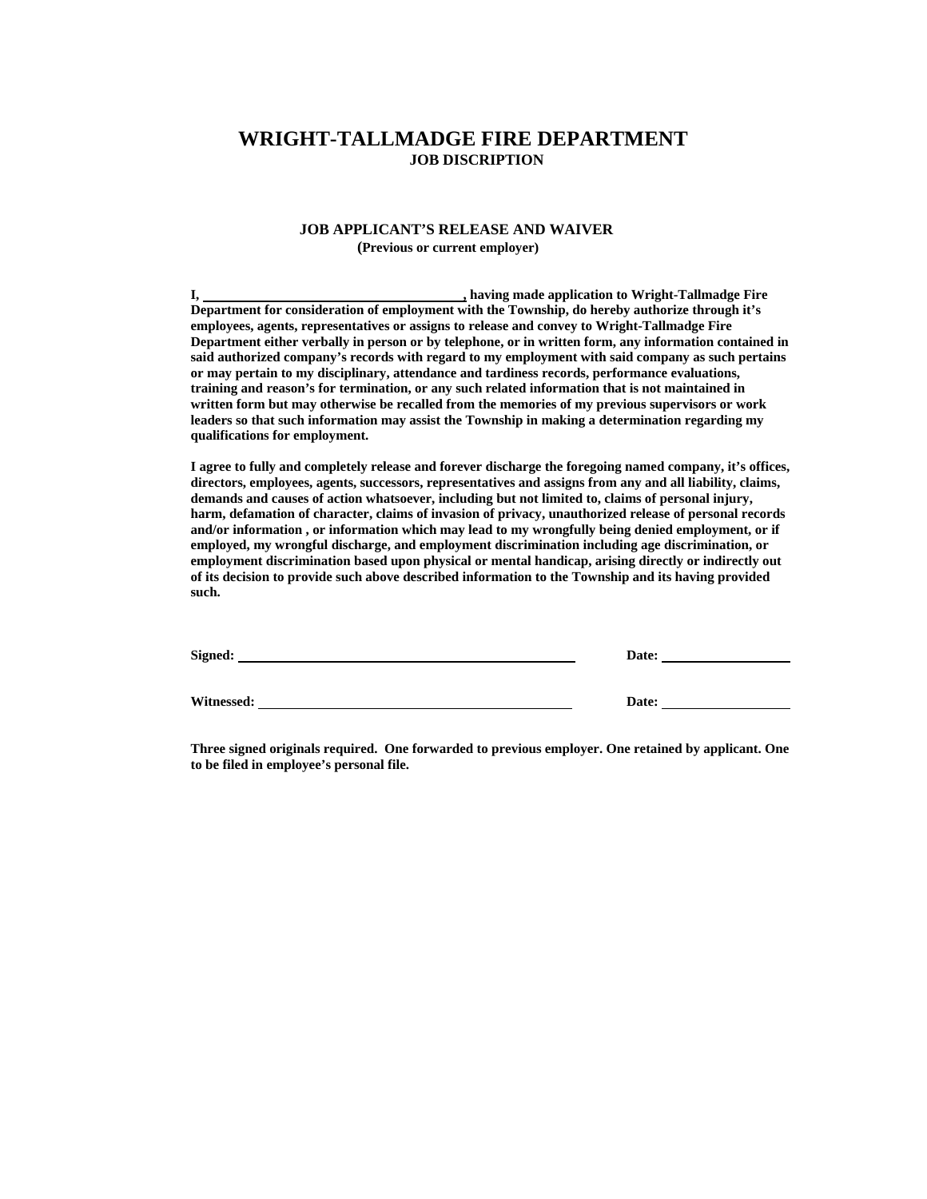# WRIGHT-TALLMADGE FIRE DEPARTMENT

**JOB DISCRIPTION**

## JOB APPLICANT'S RELEASE AND WAIVER

**(Previous or current employer)**

**I, ___________________________________, having made application to Wright-Tallmadge Fire Department for consideration of employment with the Township, do hereby authorize through it's employees, agents, representatives or assigns to release and convey to Wright-Tallmadge Fire Department either verbally in person or by telephone, or in written form, any information contained in said authorized company's records with regard to my employment with said company as such pertains or may pertain to my disciplinary, attendance and tardiness records, performance evaluations, training and reason's for termination, or any such related information that is not maintained in written form but may otherwise be recalled from the memories of my previous supervisors or work leaders so that such information may assist the Township in making a determination regarding my qualifications for employment.**

**I agree to fully and completely release and forever discharge the foregoing named company, it's offices, directors, employees, agents, successors, representatives and assigns from any and all liability, claims, demands and causes of action whatsoever, including but not limited to, claims of personal injury, harm, defamation of character, claims of invasion of privacy, unauthorized release of personal records and/or information , or information which may lead to my wrongfully being denied employment, or if employed, my wrongful discharge, and employment discrimination including age discrimination, or employment discrimination based upon physical or mental handicap, arising directly or indirectly out of its decision to provide such above described information to the Township and its having provided such.**

**Signed:** ______________________________________________ **Date:** __________________

**Witnessed:** ___________________________________________ **Date:** __________________

**Three signed originals required. One forwarded to previous employer. One retained by applicant. One to be filed in employee's personal file.**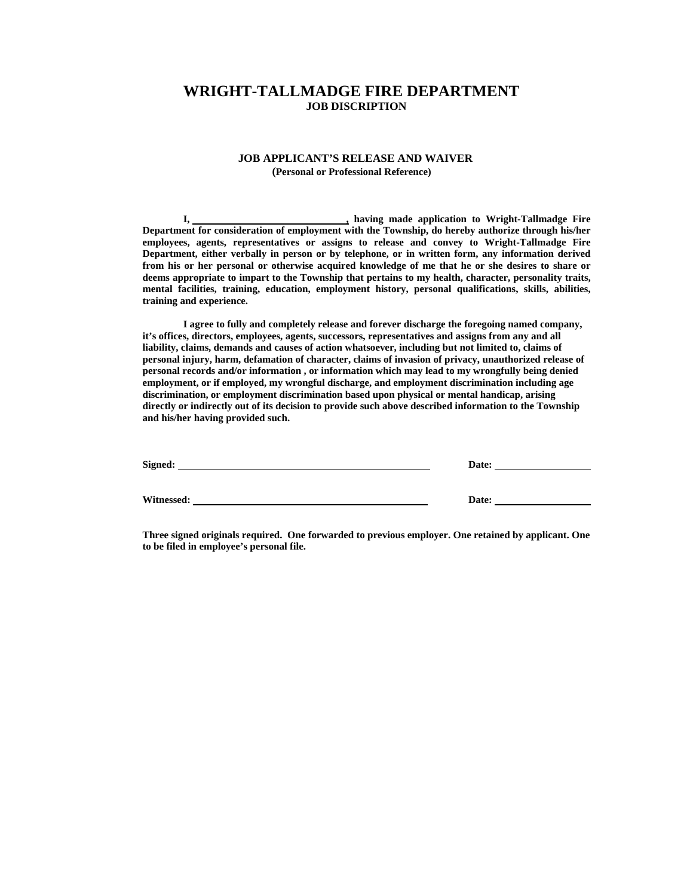# WRIGHT-TALLMADGE FIRE DEPARTMENT

**JOB DISCRIPTION**

## JOB APPLICANT'S RELEASE AND WAIVER

**(Personal or Professional Reference)**

**I, ____________________________, having made application to Wright-Tallmadge Fire Department for consideration of employment with the Township, do hereby authorize through his/her employees, agents, representatives or assigns to release and convey to Wright-Tallmadge Fire Department, either verbally in person or by telephone, or in written form, any information derived from his or her personal or otherwise acquired knowledge of me that he or she desires to share or deems appropriate to impart to the Township that pertains to my health, character, personality traits, mental facilities, training, education, employment history, personal qualifications, skills, abilities, training and experience.**

**I agree to fully and completely release and forever discharge the foregoing named company, it's offices, directors, employees, agents, successors, representatives and assigns from any and all liability, claims, demands and causes of action whatsoever, including but not limited to, claims of personal injury, harm, defamation of character, claims of invasion of privacy, unauthorized release of personal records and/or information , or information which may lead to my wrongfully being denied employment, or if employed, my wrongful discharge, and employment discrimination including age discrimination, or employment discrimination based upon physical or mental handicap, arising directly or indirectly out of its decision to provide such above described information to the Township and his/her having provided such.**

**Signed:** ______________________________________________ **Date:** __________________

**Witnessed:** ____________________________________________ **Date:** __________________

**Three signed originals required. One forwarded to previous employer. One retained by applicant. One to be filed in employee's personal file.**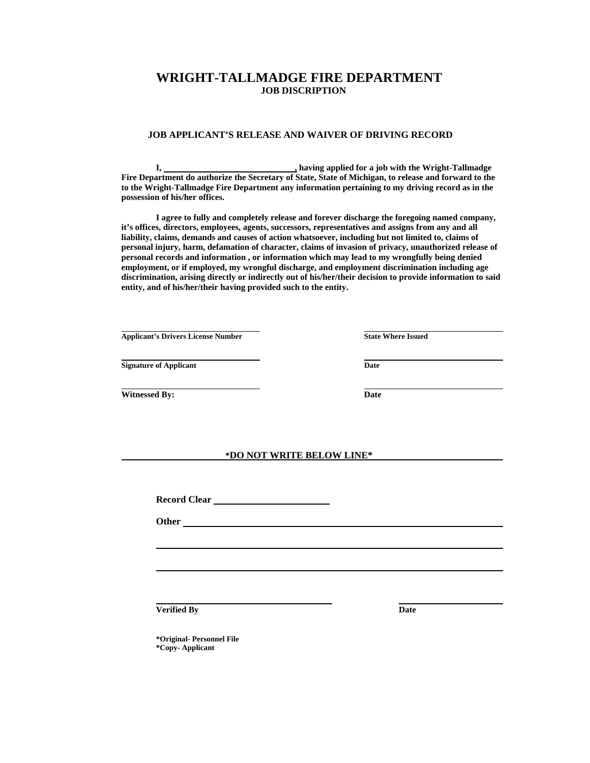# WRIGHT-TALLMADGE FIRE DEPARTMENT

**JOB DISCRIPTION**

**JOB APPLICANT'S RELEASE AND WAIVER OF DRIVING RECORD**

**I, \_\_\_\_\_\_\_\_\_\_\_\_\_\_\_\_\_\_\_\_\_\_\_\_\_\_\_\_\_, having applied for a job with the Wright-Tallmadge Fire Department do authorize the Secretary of State, State of Michigan, to release and forward to the to the Wright-Tallmadge Fire Department any information pertaining to my driving record as in the possession of his/her offices.**

**I agree to fully and completely release and forever discharge the foregoing named company, it's offices, directors, employees, agents, successors, representatives and assigns from any and all liability, claims, demands and causes of action whatsoever, including but not limited to, claims of personal injury, harm, defamation of character, claims of invasion of privacy, unauthorized release of personal records and information , or information which may lead to my wrongfully being denied employment, or if employed, my wrongful discharge, and employment discrimination including age discrimination, arising directly or indirectly out of his/her/their decision to provide information to said entity, and of his/her/their having provided such to the entity.**

\_\_\_\_\_\_\_\_\_\_\_\_\_\_\_\_\_\_\_\_\_\_\_\_\_\_\_\_\_\_ \_\_\_\_\_\_\_\_\_\_\_\_\_\_\_\_\_\_\_\_\_\_\_\_\_\_\_\_\_\_
**Applicant's Drivers License Number** **State Where Issued**

\_\_\_\_\_\_\_\_\_\_\_\_\_\_\_\_\_\_\_\_\_\_\_\_\_\_\_\_\_\_ \_\_\_\_\_\_\_\_\_\_\_\_\_\_\_\_\_\_\_\_\_\_\_\_\_\_\_\_\_\_
**Signature of Applicant** **Date**

\_\_\_\_\_\_\_\_\_\_\_\_\_\_\_\_\_\_\_\_\_\_\_\_\_\_\_\_\_\_ \_\_\_\_\_\_\_\_\_\_\_\_\_\_\_\_\_\_\_\_\_\_\_\_\_\_\_\_\_\_
**Witnessed By:** **Date**

**\*DO NOT WRITE BELOW LINE\***

**Record Clear** \_\_\_\_\_\_\_\_\_\_\_\_\_\_\_\_\_\_\_\_\_\_\_\_\_\_

**Other** \_\_\_\_\_\_\_\_\_\_\_\_\_\_\_\_\_\_\_\_\_\_\_\_\_\_\_\_\_\_\_\_\_\_\_\_\_\_\_\_\_\_\_\_\_\_\_\_\_\_\_\_\_\_\_\_\_\_\_\_

\_\_\_\_\_\_\_\_\_\_\_\_\_\_\_\_\_\_\_\_\_\_\_\_\_\_\_\_\_\_\_\_\_\_\_\_\_\_\_\_\_\_\_\_\_\_\_\_\_\_\_\_\_\_\_\_\_\_\_\_\_\_\_\_\_\_\_

\_\_\_\_\_\_\_\_\_\_\_\_\_\_\_\_\_\_\_\_\_\_\_\_\_\_\_\_\_\_\_\_\_\_\_\_\_\_\_\_\_\_\_\_\_\_\_\_\_\_\_\_\_\_\_\_\_\_\_\_\_\_\_\_\_\_\_

\_\_\_\_\_\_\_\_\_\_\_\_\_\_\_\_\_\_\_\_\_\_\_\_\_\_\_\_\_\_\_\_\_\_\_\_\_\_ \_\_\_\_\_\_\_\_\_\_\_\_\_\_\_\_\_\_\_\_\_\_\_\_
**Verified By** **Date**

**\*Original- Personnel File**
**\*Copy- Applicant**